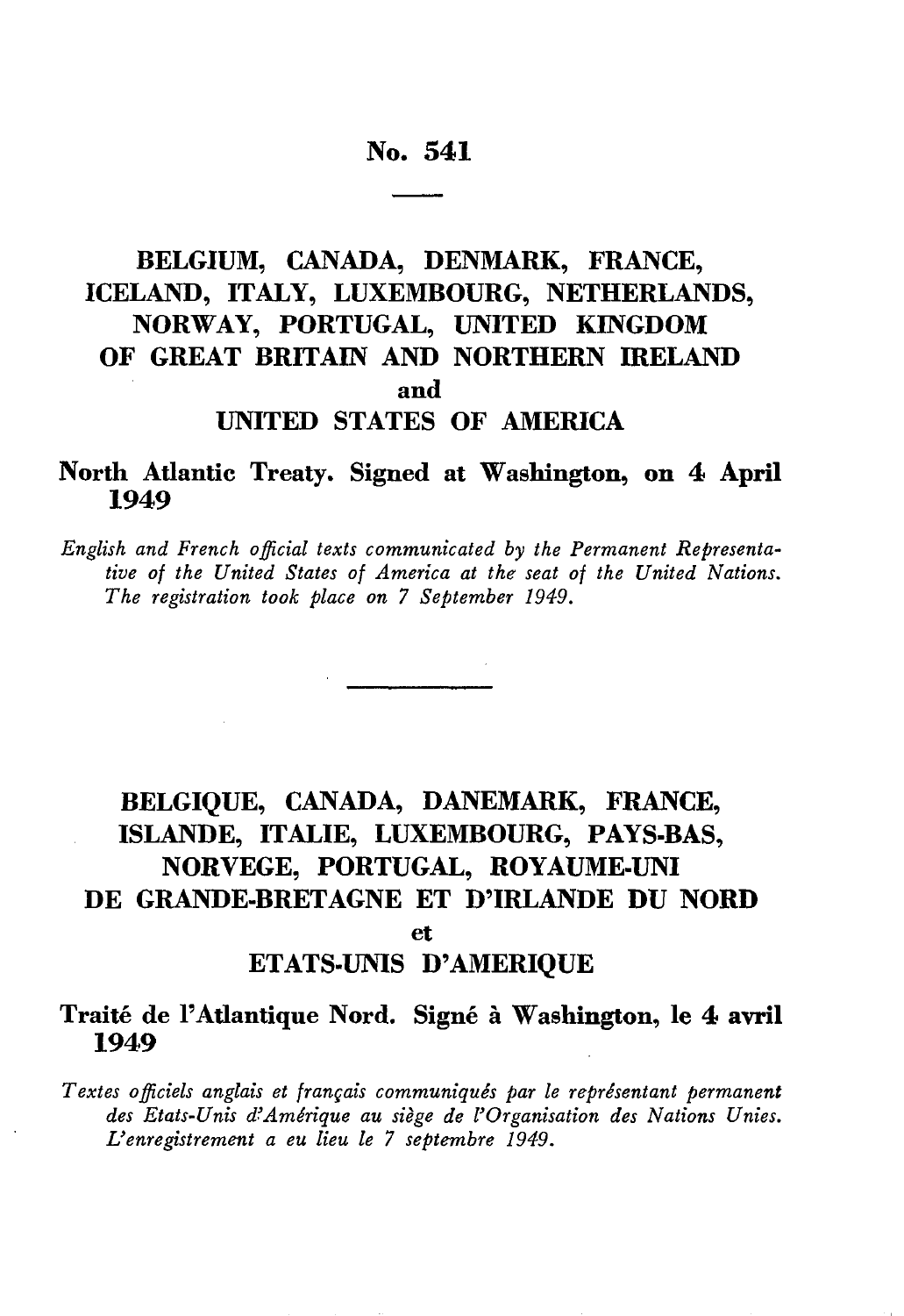# No. 541

## BELGIUM, CANADA, DENMARK, FRANCE, ICELAND, ITALY, LUXEMBOURG, NETHERLANDS, NORWAY, PORTUGAL, UNITED KINGDOM OF GREAT BRITAIN AND NORTHERN IRELAND and UNITED STATES OF AMERICA

### North Atlantic Treaty. Signed at Washington, on 4 April 1949

*English and French official texts communicated by the Permanent Representative of the United States of America at the seat of the United Nations. The registration took place on 7 September 1949.*

---

## BELGIQUE, CANADA, DANEMARK, FRANCE, ISLANDE, ITALIE, LUXEMBOURG, PAYS-BAS, NORVEGE, PORTUGAL, ROYAUME-UNI DE GRANDE-BRETAGNE ET D'IRLANDE DU NORD et ETATS-UNIS D'AMERIQUE

### Traité de l'Atlantique Nord. Signé à Washington, le 4 avril 1949

*Textes officiels anglais et français communiqués par le représentant permanent des Etats-Unis d'Amérique au siège de l'Organisation des Nations Unies. L'enregistrement a eu lieu le 7 septembre 1949.*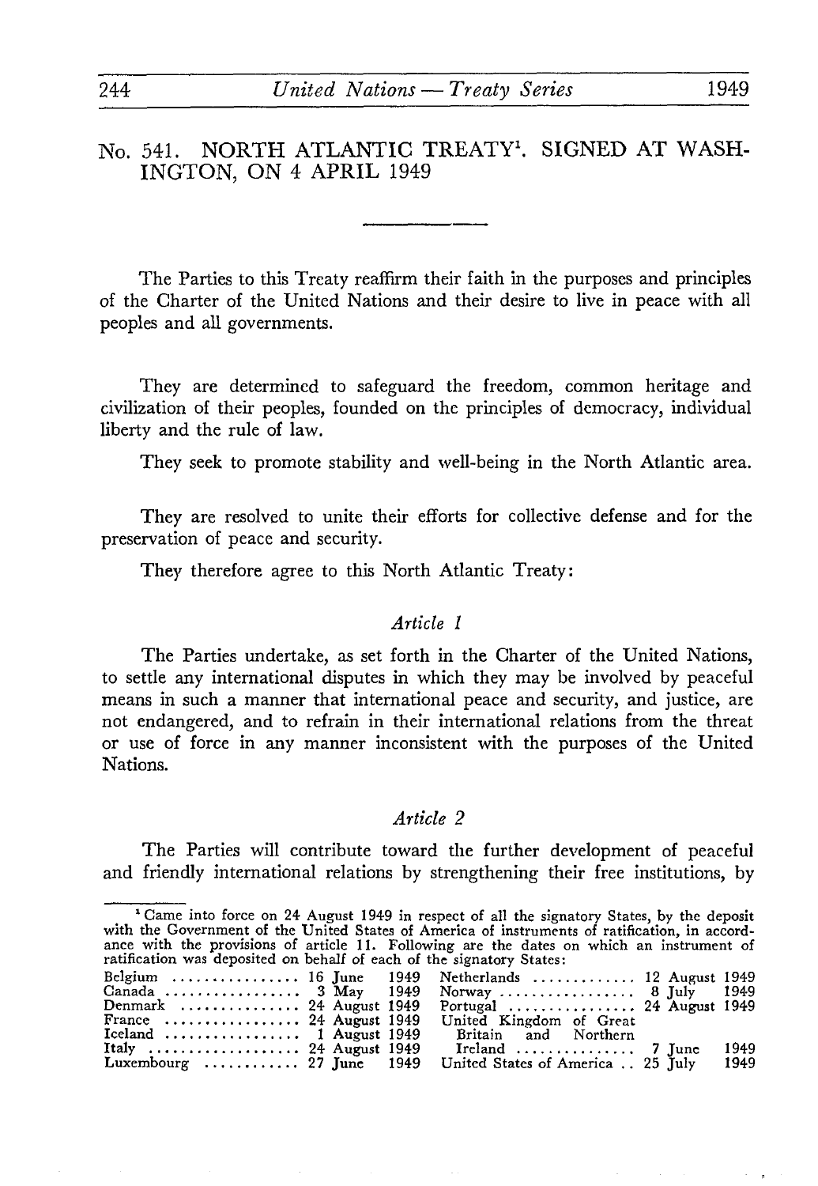# No. 541. NORTH ATLANTIC TREATY[1]. SIGNED AT WASHINGTON, ON 4 APRIL 1949

The Parties to this Treaty reaffirm their faith in the purposes and principles of the Charter of the United Nations and their desire to live in peace with all peoples and all governments.

They are determined to safeguard the freedom, common heritage and civilization of their peoples, founded on the principles of democracy, individual liberty and the rule of law.

They seek to promote stability and well-being in the North Atlantic area.

They are resolved to unite their efforts for collective defense and for the preservation of peace and security.

They therefore agree to this North Atlantic Treaty:

*Article 1*

The Parties undertake, as set forth in the Charter of the United Nations, to settle any international disputes in which they may be involved by peaceful means in such a manner that international peace and security, and justice, are not endangered, and to refrain in their international relations from the threat or use of force in any manner inconsistent with the purposes of the United Nations.

*Article 2*

The Parties will contribute toward the further development of peaceful and friendly international relations by strengthening their free institutions, by

---

[1] Came into force on 24 August 1949 in respect of all the signatory States, by the deposit with the Government of the United States of America of instruments of ratification, in accordance with the provisions of article 11. Following are the dates on which an instrument of ratification was deposited on behalf of each of the signatory States:

| State | Date | State | Date |
|---|---|---|---|
| Belgium | 16 June 1949 | Netherlands | 12 August 1949 |
| Canada | 3 May 1949 | Norway | 8 July 1949 |
| Denmark | 24 August 1949 | Portugal | 24 August 1949 |
| France | 24 August 1949 | United Kingdom of Great Britain and Northern Ireland | 7 June 1949 |
| Iceland | 1 August 1949 | United States of America | 25 July 1949 |
| Italy | 24 August 1949 | | |
| Luxembourg | 27 June 1949 | | |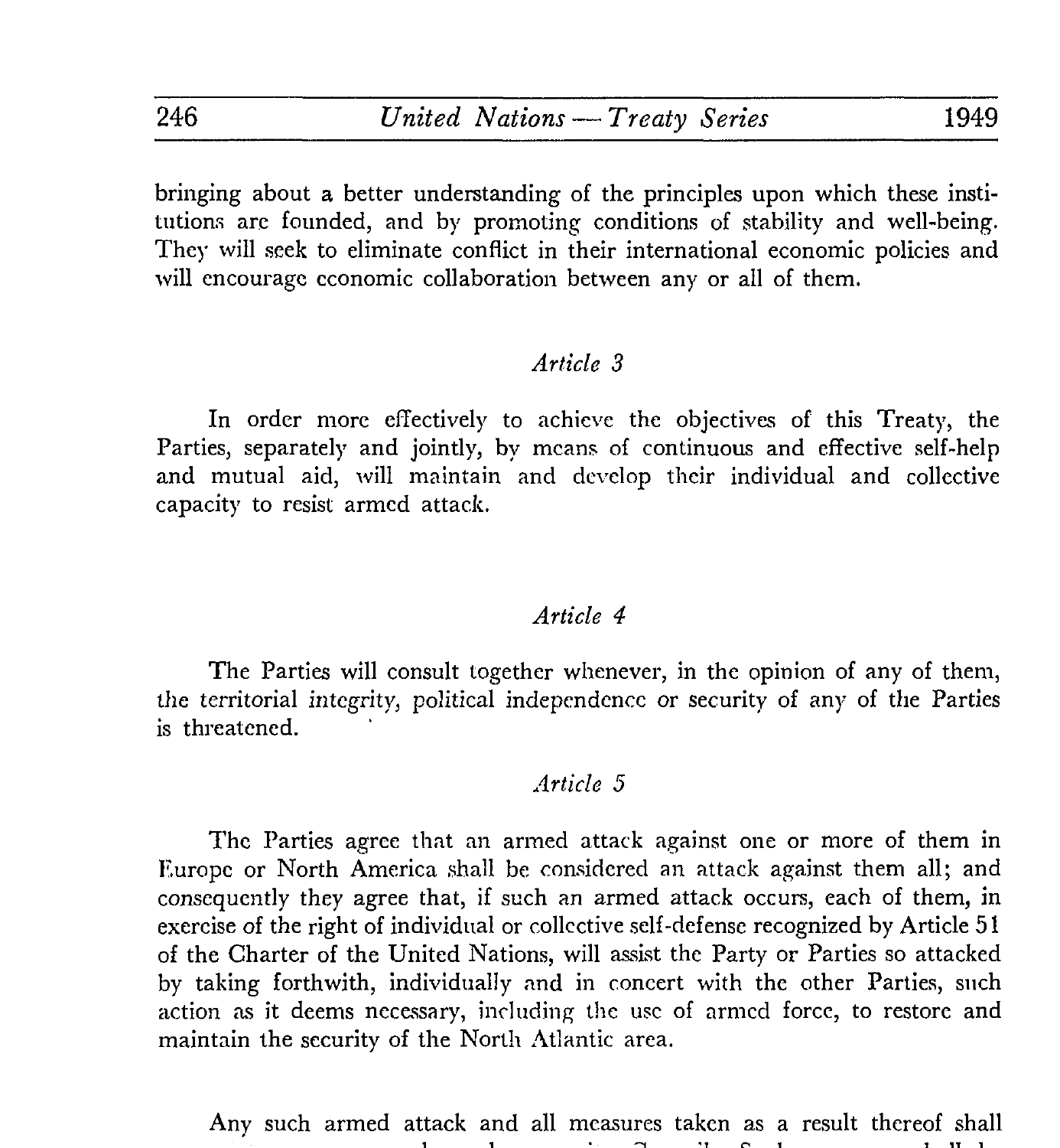bringing about a better understanding of the principles upon which these institutions are founded, and by promoting conditions of stability and well-being. They will seek to eliminate conflict in their international economic policies and will encourage economic collaboration between any or all of them.

### *Article 3*

In order more effectively to achieve the objectives of this Treaty, the Parties, separately and jointly, by means of continuous and effective self-help and mutual aid, will maintain and develop their individual and collective capacity to resist armed attack.

### *Article 4*

The Parties will consult together whenever, in the opinion of any of them, the territorial integrity, political independence or security of any of the Parties is threatened.

### *Article 5*

The Parties agree that an armed attack against one or more of them in Europe or North America shall be considered an attack against them all; and consequently they agree that, if such an armed attack occurs, each of them, in exercise of the right of individual or collective self-defense recognized by Article 51 of the Charter of the United Nations, will assist the Party or Parties so attacked by taking forthwith, individually and in concert with the other Parties, such action as it deems necessary, including the use of armed force, to restore and maintain the security of the North Atlantic area.

Any such armed attack and all measures taken as a result thereof shall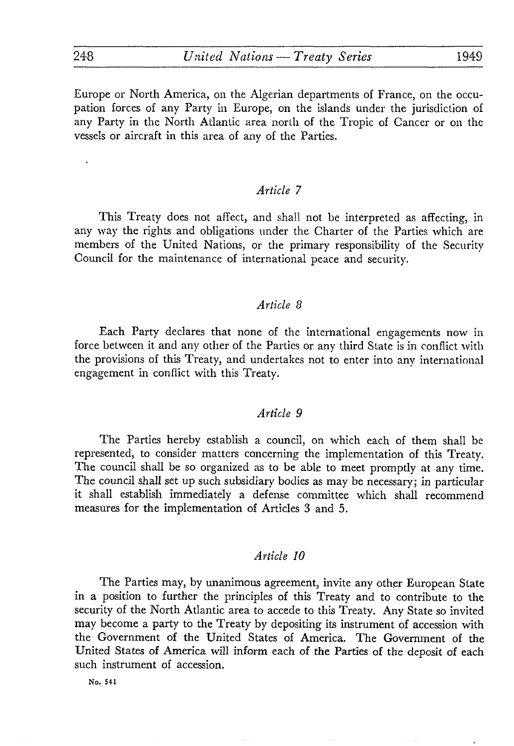Europe or North America, on the Algerian departments of France, on the occupation forces of any Party in Europe, on the islands under the jurisdiction of any Party in the North Atlantic area north of the Tropic of Cancer or on the vessels or aircraft in this area of any of the Parties.

### *Article 7*

This Treaty does not affect, and shall not be interpreted as affecting, in any way the rights and obligations under the Charter of the Parties which are members of the United Nations, or the primary responsibility of the Security Council for the maintenance of international peace and security.

### *Article 8*

Each Party declares that none of the international engagements now in force between it and any other of the Parties or any third State is in conflict with the provisions of this Treaty, and undertakes not to enter into any international engagement in conflict with this Treaty.

### *Article 9*

The Parties hereby establish a council, on which each of them shall be represented, to consider matters concerning the implementation of this Treaty. The council shall be so organized as to be able to meet promptly at any time. The council shall set up such subsidiary bodies as may be necessary; in particular it shall establish immediately a defense committee which shall recommend measures for the implementation of Articles 3 and 5.

### *Article 10*

The Parties may, by unanimous agreement, invite any other European State in a position to further the principles of this Treaty and to contribute to the security of the North Atlantic area to accede to this Treaty. Any State so invited may become a party to the Treaty by depositing its instrument of accession with the Government of the United States of America. The Government of the United States of America will inform each of the Parties of the deposit of each such instrument of accession.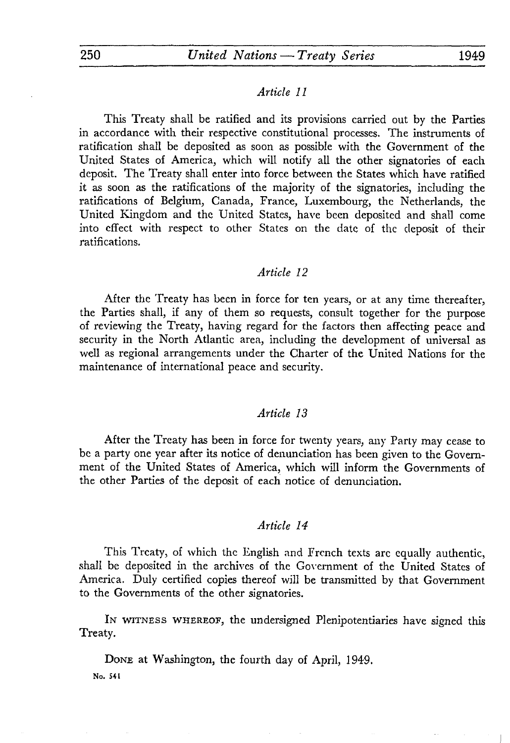*Article 11*

This Treaty shall be ratified and its provisions carried out by the Parties in accordance with their respective constitutional processes. The instruments of ratification shall be deposited as soon as possible with the Government of the United States of America, which will notify all the other signatories of each deposit. The Treaty shall enter into force between the States which have ratified it as soon as the ratifications of the majority of the signatories, including the ratifications of Belgium, Canada, France, Luxembourg, the Netherlands, the United Kingdom and the United States, have been deposited and shall come into effect with respect to other States on the date of the deposit of their ratifications.

*Article 12*

After the Treaty has been in force for ten years, or at any time thereafter, the Parties shall, if any of them so requests, consult together for the purpose of reviewing the Treaty, having regard for the factors then affecting peace and security in the North Atlantic area, including the development of universal as well as regional arrangements under the Charter of the United Nations for the maintenance of international peace and security.

*Article 13*

After the Treaty has been in force for twenty years, any Party may cease to be a party one year after its notice of denunciation has been given to the Government of the United States of America, which will inform the Governments of the other Parties of the deposit of each notice of denunciation.

*Article 14*

This Treaty, of which the English and French texts are equally authentic, shall be deposited in the archives of the Government of the United States of America. Duly certified copies thereof will be transmitted by that Government to the Governments of the other signatories.

IN WITNESS WHEREOF, the undersigned Plenipotentiaries have signed this Treaty.

DONE at Washington, the fourth day of April, 1949.

No. 541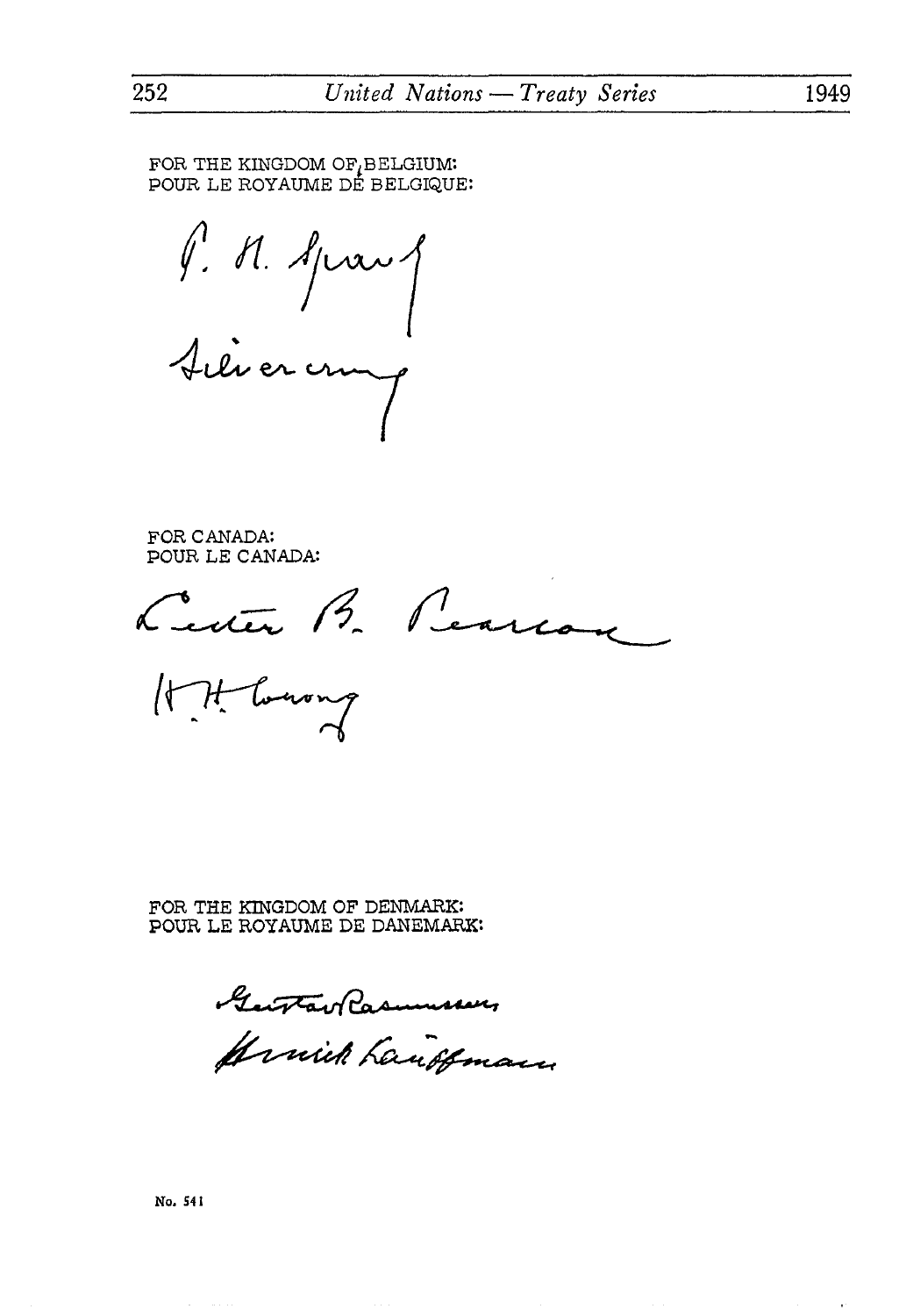FOR THE KINGDOM OF BELGIUM:
POUR LE ROYAUME DE BELGIQUE:

P. H. Spaak
Silvercruys

FOR CANADA:
POUR LE CANADA:

Lester B. Pearson
H. H. Wrong

FOR THE KINGDOM OF DENMARK:
POUR LE ROYAUME DE DANEMARK:

Gustav Rasmussen
Henrik Kauffmann

No. 541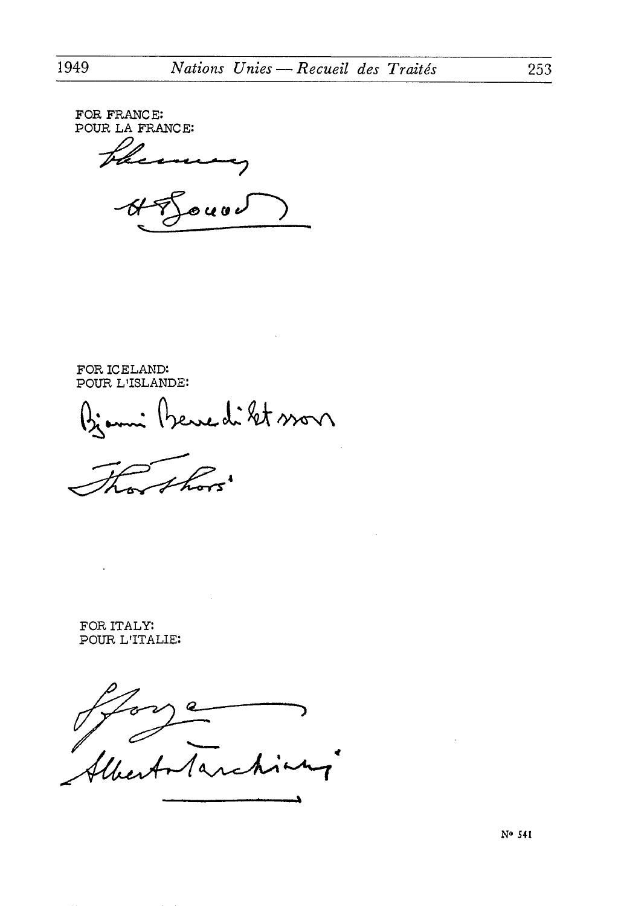FOR FRANCE:
POUR LA FRANCE:

Schuman

H. Bonnet

FOR ICELAND:
POUR L'ISLANDE:

Bjarni Benediktsson

Thor Thors

FOR ITALY:
POUR L'ITALIE:

Sforza

Alberto Tarchiani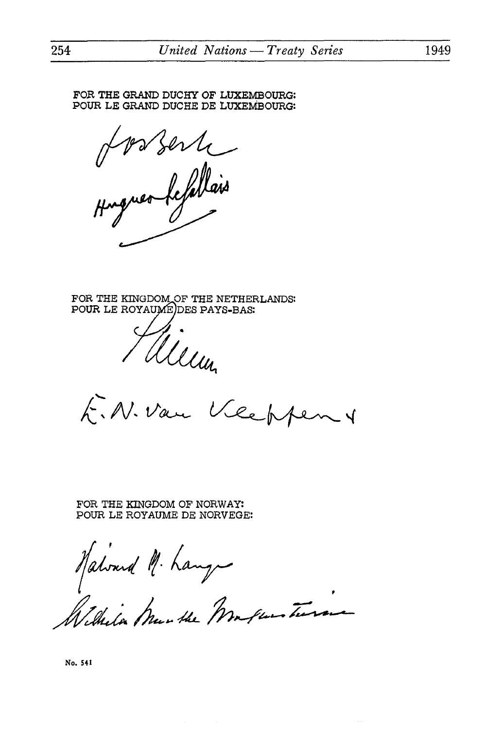FOR THE GRAND DUCHY OF LUXEMBOURG:
POUR LE GRAND DUCHE DE LUXEMBOURG:

Jos Bech
Hugues Le Gallais

FOR THE KINGDOM OF THE NETHERLANDS:
POUR LE ROYAUME DES PAYS-BAS:

Stikker
E. N. van Kleffens

FOR THE KINGDOM OF NORWAY:
POUR LE ROYAUME DE NORVEGE:

Halvard M. Lange
Wilhelm Munthe Morgenstierne

No. 541